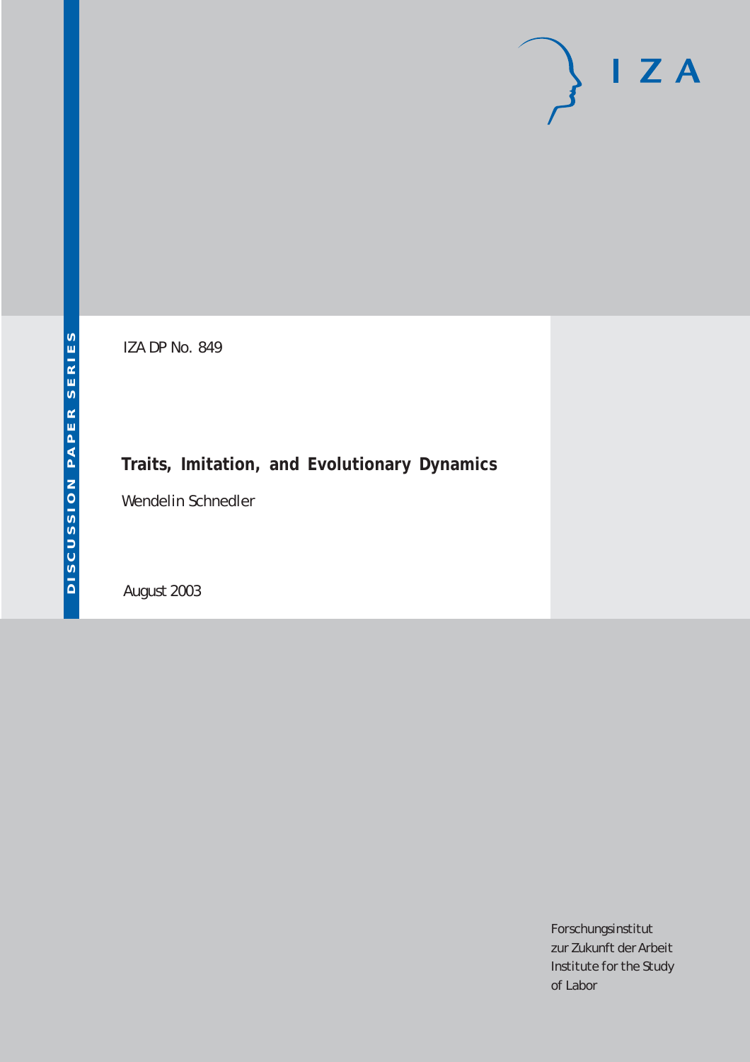DISCUSSION PAPER SERIES

IZA

IZA DP No. 849

# Traits, Imitation, and Evolutionary Dynamics

Wendelin Schnedler

August 2003

Forschungsinstitut
zur Zukunft der Arbeit
Institute for the Study
of Labor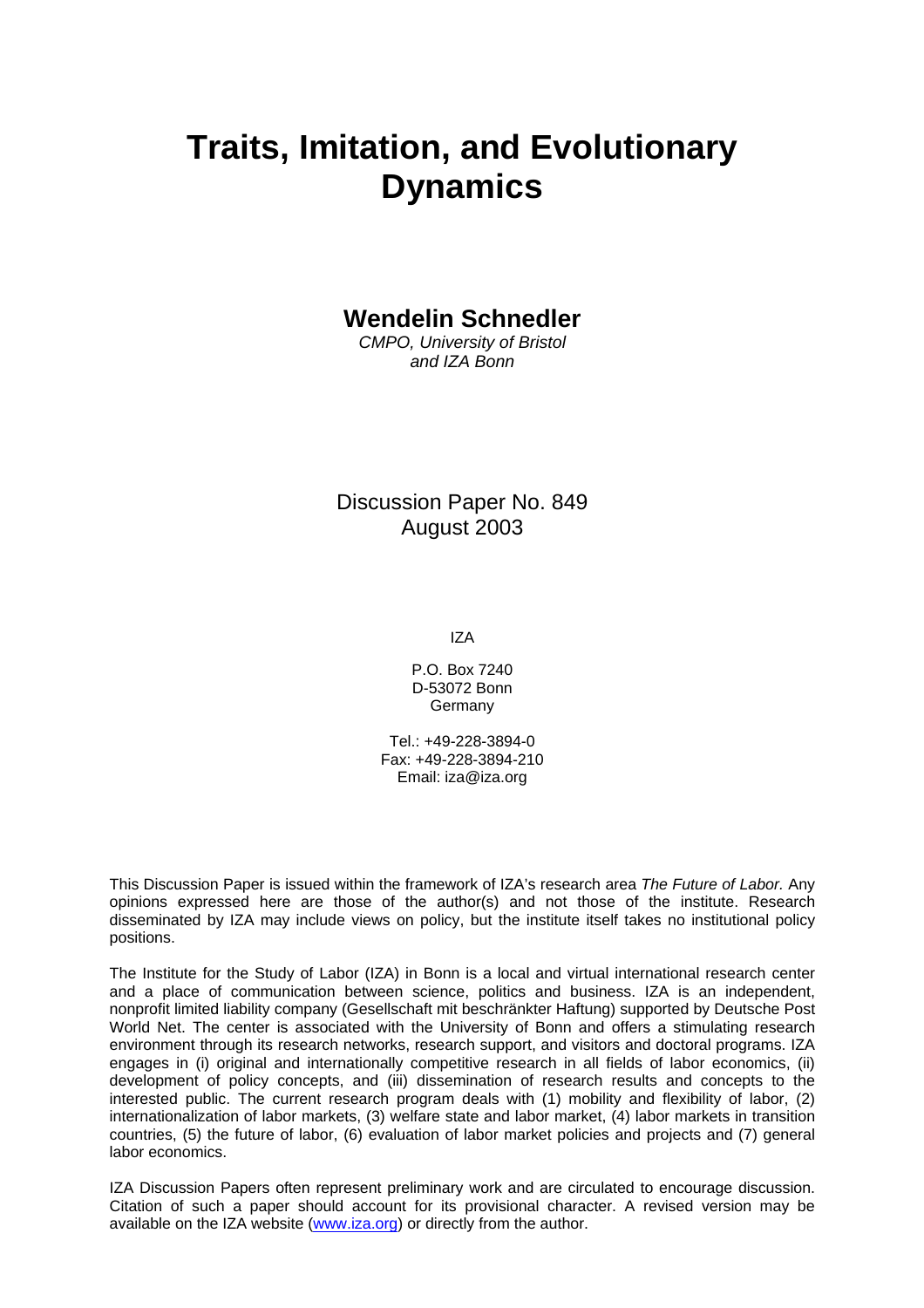# Traits, Imitation, and Evolutionary Dynamics

**Wendelin Schnedler**
*CMPO, University of Bristol and IZA Bonn*

Discussion Paper No. 849
August 2003

IZA

P.O. Box 7240
D-53072 Bonn
Germany

Tel.: +49-228-3894-0
Fax: +49-228-3894-210
Email: iza@iza.org

This Discussion Paper is issued within the framework of IZA's research area *The Future of Labor.* Any opinions expressed here are those of the author(s) and not those of the institute. Research disseminated by IZA may include views on policy, but the institute itself takes no institutional policy positions.

The Institute for the Study of Labor (IZA) in Bonn is a local and virtual international research center and a place of communication between science, politics and business. IZA is an independent, nonprofit limited liability company (Gesellschaft mit beschränkter Haftung) supported by Deutsche Post World Net. The center is associated with the University of Bonn and offers a stimulating research environment through its research networks, research support, and visitors and doctoral programs. IZA engages in (i) original and internationally competitive research in all fields of labor economics, (ii) development of policy concepts, and (iii) dissemination of research results and concepts to the interested public. The current research program deals with (1) mobility and flexibility of labor, (2) internationalization of labor markets, (3) welfare state and labor market, (4) labor markets in transition countries, (5) the future of labor, (6) evaluation of labor market policies and projects and (7) general labor economics.

IZA Discussion Papers often represent preliminary work and are circulated to encourage discussion. Citation of such a paper should account for its provisional character. A revised version may be available on the IZA website (www.iza.org) or directly from the author.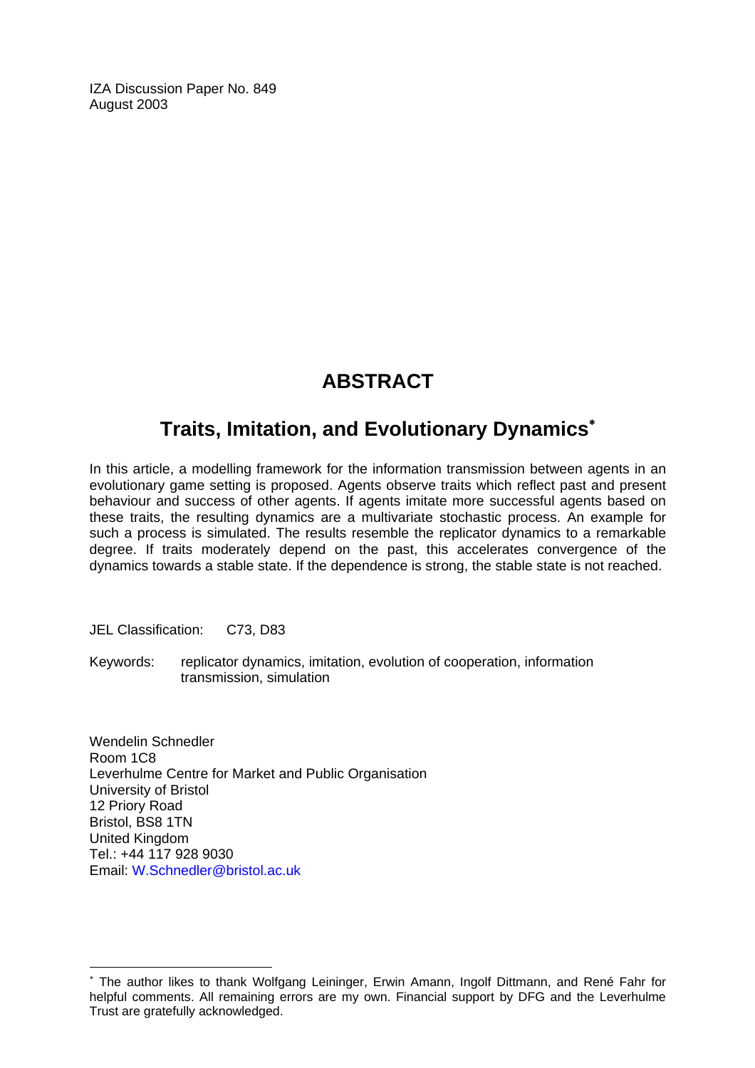IZA Discussion Paper No. 849
August 2003

# ABSTRACT

## Traits, Imitation, and Evolutionary Dynamics[*]

In this article, a modelling framework for the information transmission between agents in an evolutionary game setting is proposed. Agents observe traits which reflect past and present behaviour and success of other agents. If agents imitate more successful agents based on these traits, the resulting dynamics are a multivariate stochastic process. An example for such a process is simulated. The results resemble the replicator dynamics to a remarkable degree. If traits moderately depend on the past, this accelerates convergence of the dynamics towards a stable state. If the dependence is strong, the stable state is not reached.

JEL Classification: C73, D83

Keywords: replicator dynamics, imitation, evolution of cooperation, information transmission, simulation

Wendelin Schnedler
Room 1C8
Leverhulme Centre for Market and Public Organisation
University of Bristol
12 Priory Road
Bristol, BS8 1TN
United Kingdom
Tel.: +44 117 928 9030
Email: W.Schnedler@bristol.ac.uk

[*] The author likes to thank Wolfgang Leininger, Erwin Amann, Ingolf Dittmann, and René Fahr for helpful comments. All remaining errors are my own. Financial support by DFG and the Leverhulme Trust are gratefully acknowledged.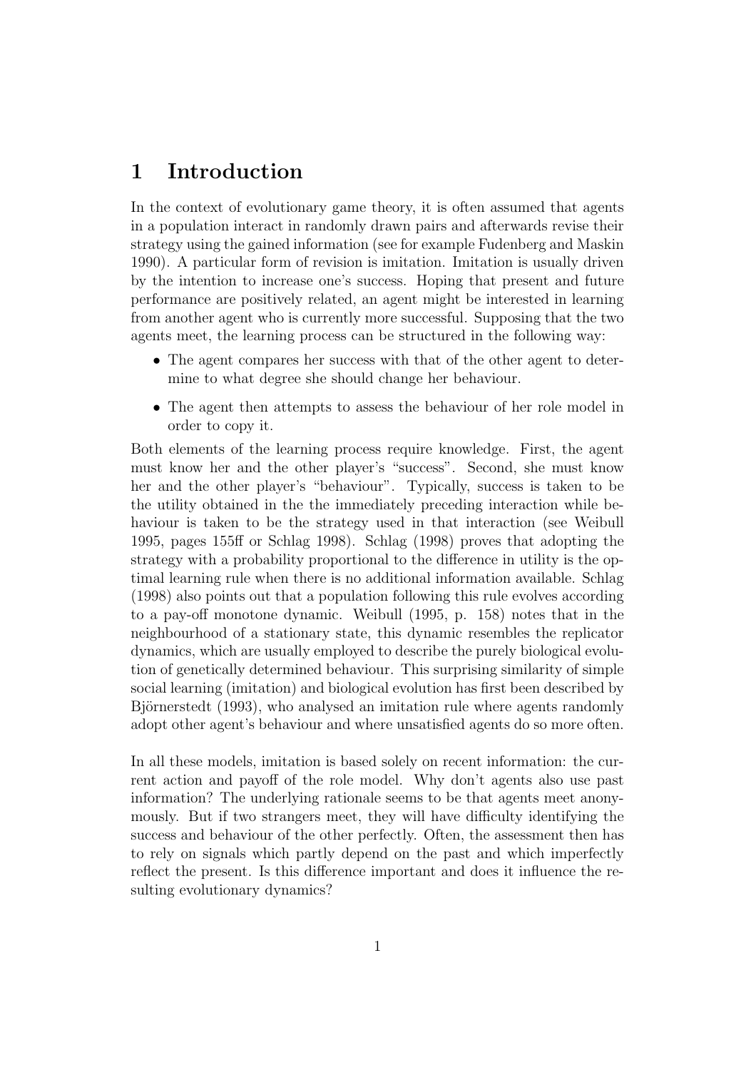# 1 Introduction

In the context of evolutionary game theory, it is often assumed that agents in a population interact in randomly drawn pairs and afterwards revise their strategy using the gained information (see for example Fudenberg and Maskin 1990). A particular form of revision is imitation. Imitation is usually driven by the intention to increase one's success. Hoping that present and future performance are positively related, an agent might be interested in learning from another agent who is currently more successful. Supposing that the two agents meet, the learning process can be structured in the following way:

- The agent compares her success with that of the other agent to determine to what degree she should change her behaviour.
- The agent then attempts to assess the behaviour of her role model in order to copy it.

Both elements of the learning process require knowledge. First, the agent must know her and the other player's "success". Second, she must know her and the other player's "behaviour". Typically, success is taken to be the utility obtained in the the immediately preceding interaction while behaviour is taken to be the strategy used in that interaction (see Weibull 1995, pages 155ff or Schlag 1998). Schlag (1998) proves that adopting the strategy with a probability proportional to the difference in utility is the optimal learning rule when there is no additional information available. Schlag (1998) also points out that a population following this rule evolves according to a pay-off monotone dynamic. Weibull (1995, p. 158) notes that in the neighbourhood of a stationary state, this dynamic resembles the replicator dynamics, which are usually employed to describe the purely biological evolution of genetically determined behaviour. This surprising similarity of simple social learning (imitation) and biological evolution has first been described by Björnerstedt (1993), who analysed an imitation rule where agents randomly adopt other agent's behaviour and where unsatisfied agents do so more often.

In all these models, imitation is based solely on recent information: the current action and payoff of the role model. Why don't agents also use past information? The underlying rationale seems to be that agents meet anonymously. But if two strangers meet, they will have difficulty identifying the success and behaviour of the other perfectly. Often, the assessment then has to rely on signals which partly depend on the past and which imperfectly reflect the present. Is this difference important and does it influence the resulting evolutionary dynamics?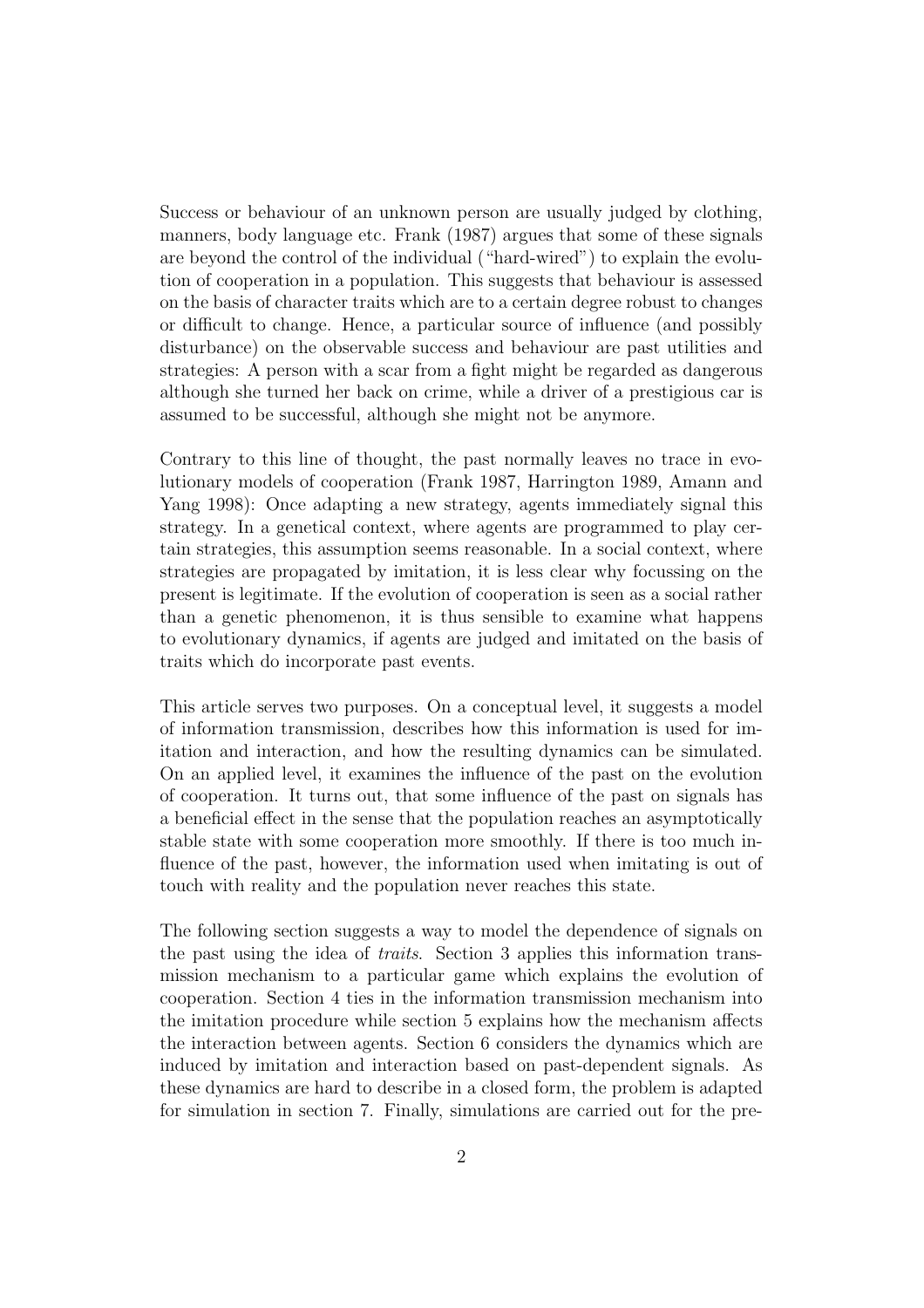Success or behaviour of an unknown person are usually judged by clothing, manners, body language etc. Frank (1987) argues that some of these signals are beyond the control of the individual ("hard-wired") to explain the evolution of cooperation in a population. This suggests that behaviour is assessed on the basis of character traits which are to a certain degree robust to changes or difficult to change. Hence, a particular source of influence (and possibly disturbance) on the observable success and behaviour are past utilities and strategies: A person with a scar from a fight might be regarded as dangerous although she turned her back on crime, while a driver of a prestigious car is assumed to be successful, although she might not be anymore.

Contrary to this line of thought, the past normally leaves no trace in evolutionary models of cooperation (Frank 1987, Harrington 1989, Amann and Yang 1998): Once adapting a new strategy, agents immediately signal this strategy. In a genetical context, where agents are programmed to play certain strategies, this assumption seems reasonable. In a social context, where strategies are propagated by imitation, it is less clear why focussing on the present is legitimate. If the evolution of cooperation is seen as a social rather than a genetic phenomenon, it is thus sensible to examine what happens to evolutionary dynamics, if agents are judged and imitated on the basis of traits which do incorporate past events.

This article serves two purposes. On a conceptual level, it suggests a model of information transmission, describes how this information is used for imitation and interaction, and how the resulting dynamics can be simulated. On an applied level, it examines the influence of the past on the evolution of cooperation. It turns out, that some influence of the past on signals has a beneficial effect in the sense that the population reaches an asymptotically stable state with some cooperation more smoothly. If there is too much influence of the past, however, the information used when imitating is out of touch with reality and the population never reaches this state.

The following section suggests a way to model the dependence of signals on the past using the idea of *traits*. Section 3 applies this information transmission mechanism to a particular game which explains the evolution of cooperation. Section 4 ties in the information transmission mechanism into the imitation procedure while section 5 explains how the mechanism affects the interaction between agents. Section 6 considers the dynamics which are induced by imitation and interaction based on past-dependent signals. As these dynamics are hard to describe in a closed form, the problem is adapted for simulation in section 7. Finally, simulations are carried out for the pre-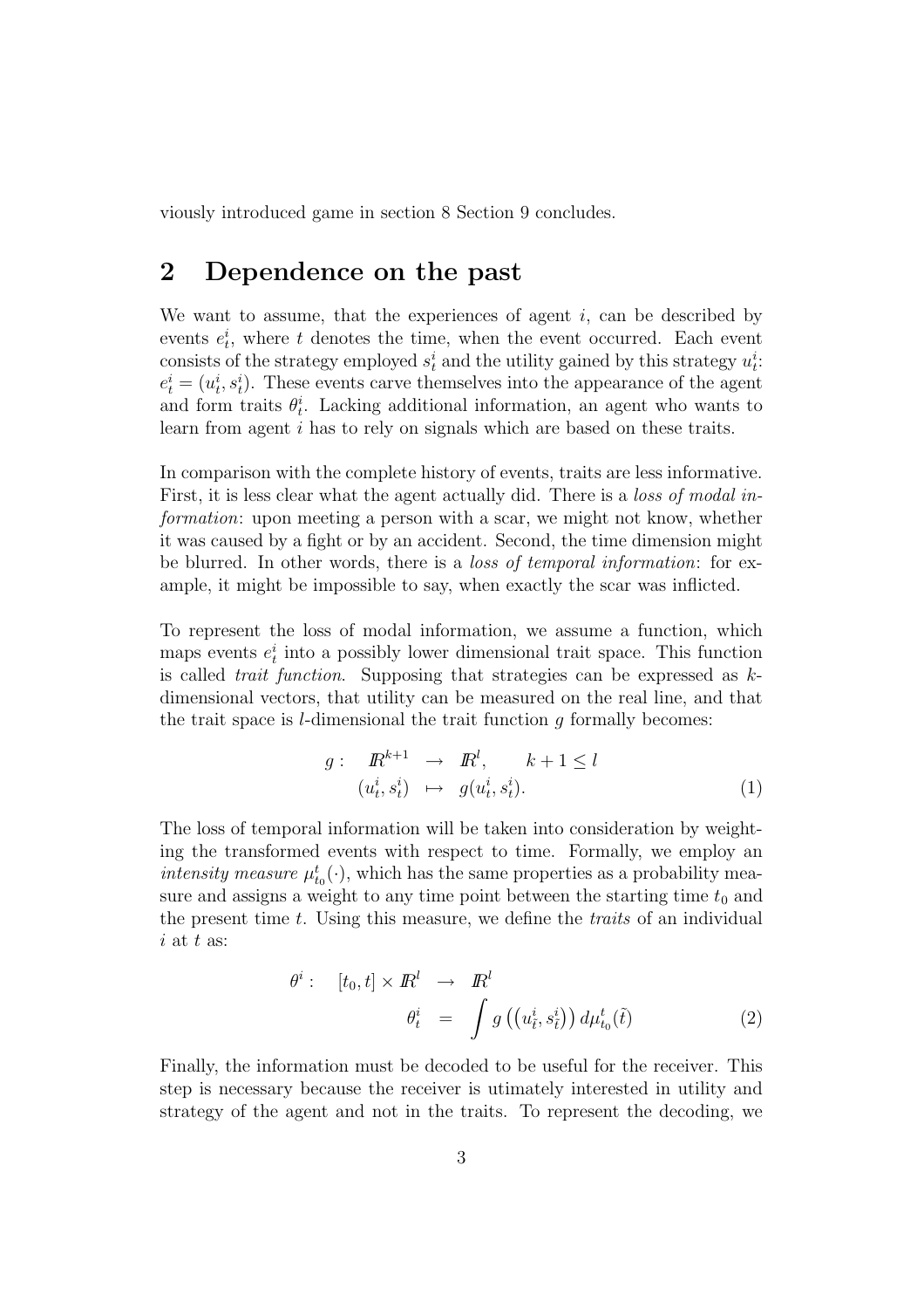viously introduced game in section 8 Section 9 concludes.

## 2 Dependence on the past

We want to assume, that the experiences of agent $i$, can be described by events $e^i_t$, where $t$ denotes the time, when the event occurred. Each event consists of the strategy employed $s^i_t$ and the utility gained by this strategy $u^i_t$: $e^i_t = (u^i_t, s^i_t)$. These events carve themselves into the appearance of the agent and form traits $\theta^i_t$. Lacking additional information, an agent who wants to learn from agent $i$ has to rely on signals which are based on these traits.

In comparison with the complete history of events, traits are less informative. First, it is less clear what the agent actually did. There is a *loss of modal information*: upon meeting a person with a scar, we might not know, whether it was caused by a fight or by an accident. Second, the time dimension might be blurred. In other words, there is a *loss of temporal information*: for example, it might be impossible to say, when exactly the scar was inflicted.

To represent the loss of modal information, we assume a function, which maps events $e^i_t$ into a possibly lower dimensional trait space. This function is called *trait function*. Supposing that strategies can be expressed as $k$-dimensional vectors, that utility can be measured on the real line, and that the trait space is $l$-dimensional the trait function $g$ formally becomes:

$$
\begin{aligned}
g: \quad \mathbb{R}^{k+1} &\rightarrow \mathbb{R}^l, \qquad k+1 \leq l \\
(u^i_t, s^i_t) &\mapsto g(u^i_t, s^i_t).
\end{aligned}
\tag{1}
$$

The loss of temporal information will be taken into consideration by weighting the transformed events with respect to time. Formally, we employ an *intensity measure* $\mu^t_{t_0}(\cdot)$, which has the same properties as a probability measure and assigns a weight to any time point between the starting time $t_0$ and the present time $t$. Using this measure, we define the *traits* of an individual $i$ at $t$ as:

$$
\begin{aligned}
\theta^i: \quad [t_0, t] \times \mathbb{R}^l &\rightarrow \mathbb{R}^l \\
\theta^i_t &= \int g\left(\left(u^i_{\tilde{t}}, s^i_{\tilde{t}}\right)\right) d\mu^t_{t_0}(\tilde{t})
\end{aligned}
\tag{2}
$$

Finally, the information must be decoded to be useful for the receiver. This step is necessary because the receiver is utimately interested in utility and strategy of the agent and not in the traits. To represent the decoding, we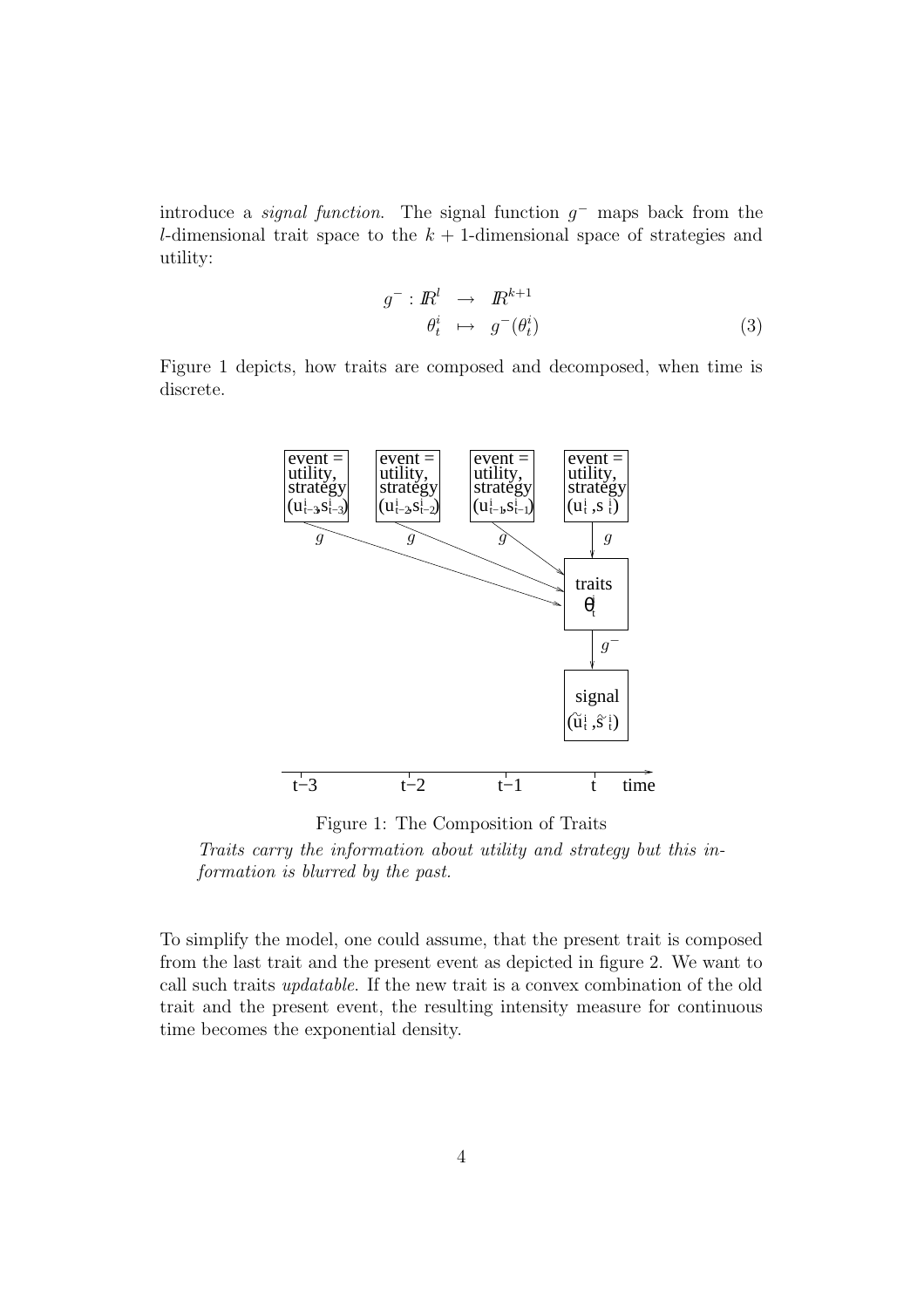introduce a *signal function*. The signal function $g^-$ maps back from the $l$-dimensional trait space to the $k+1$-dimensional space of strategies and utility:

$$
\begin{aligned}
g^- : \mathbb{R}^l &\rightarrow \mathbb{R}^{k+1} \\
\theta_t^i &\mapsto g^-(\theta_t^i)
\end{aligned}
\tag{3}
$$

Figure 1 depicts, how traits are composed and decomposed, when time is discrete.

Figure 1: The Composition of Traits

*Traits carry the information about utility and strategy but this information is blurred by the past.*

To simplify the model, one could assume, that the present trait is composed from the last trait and the present event as depicted in figure 2. We want to call such traits *updatable*. If the new trait is a convex combination of the old trait and the present event, the resulting intensity measure for continuous time becomes the exponential density.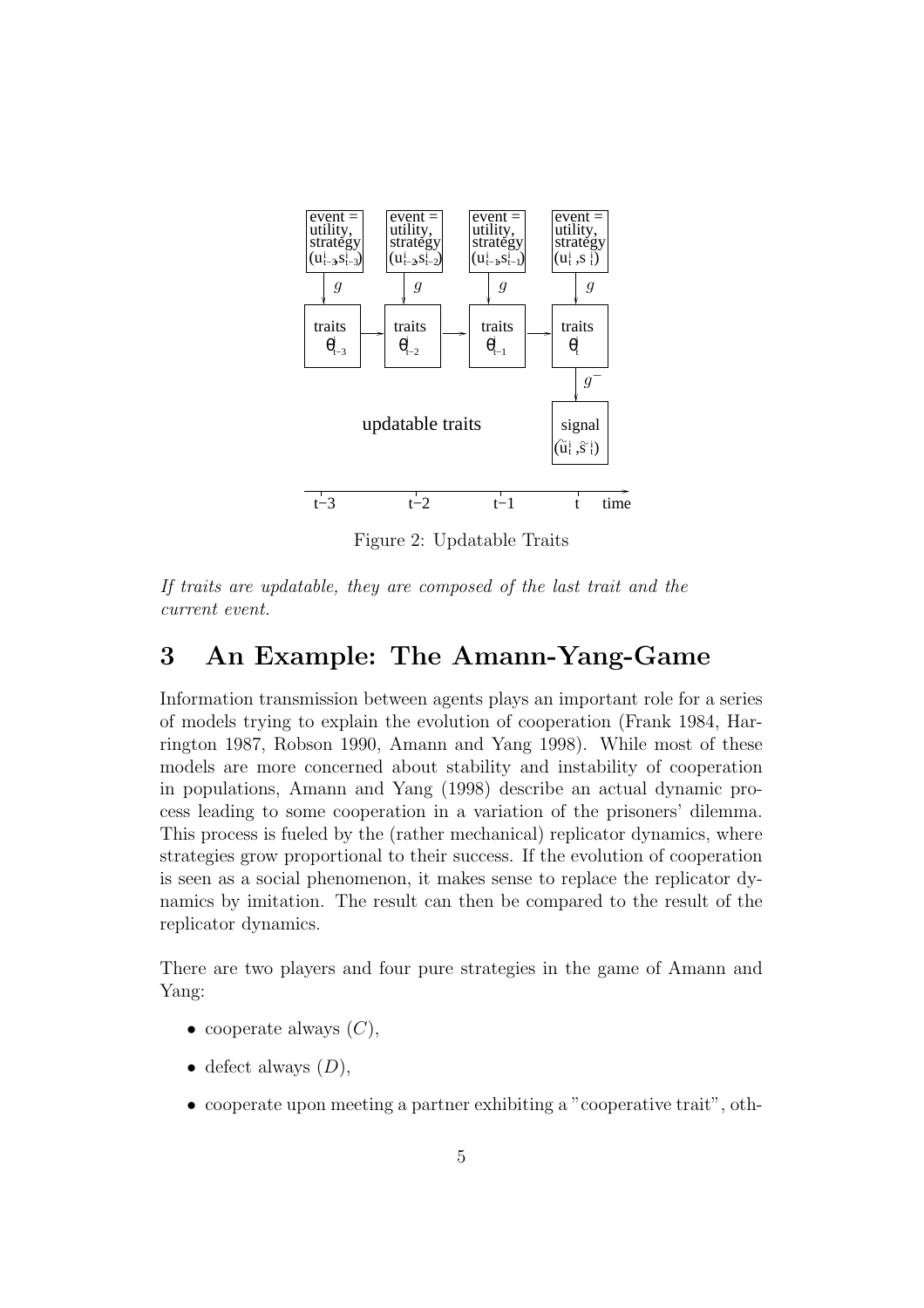Figure 2: Updatable Traits

*If traits are updatable, they are composed of the last trait and the current event.*

# 3 An Example: The Amann-Yang-Game

Information transmission between agents plays an important role for a series of models trying to explain the evolution of cooperation (Frank 1984, Harrington 1987, Robson 1990, Amann and Yang 1998). While most of these models are more concerned about stability and instability of cooperation in populations, Amann and Yang (1998) describe an actual dynamic process leading to some cooperation in a variation of the prisoners' dilemma. This process is fueled by the (rather mechanical) replicator dynamics, where strategies grow proportional to their success. If the evolution of cooperation is seen as a social phenomenon, it makes sense to replace the replicator dynamics by imitation. The result can then be compared to the result of the replicator dynamics.

There are two players and four pure strategies in the game of Amann and Yang:

- cooperate always ($C$),
- defect always ($D$),
- cooperate upon meeting a partner exhibiting a "cooperative trait", oth-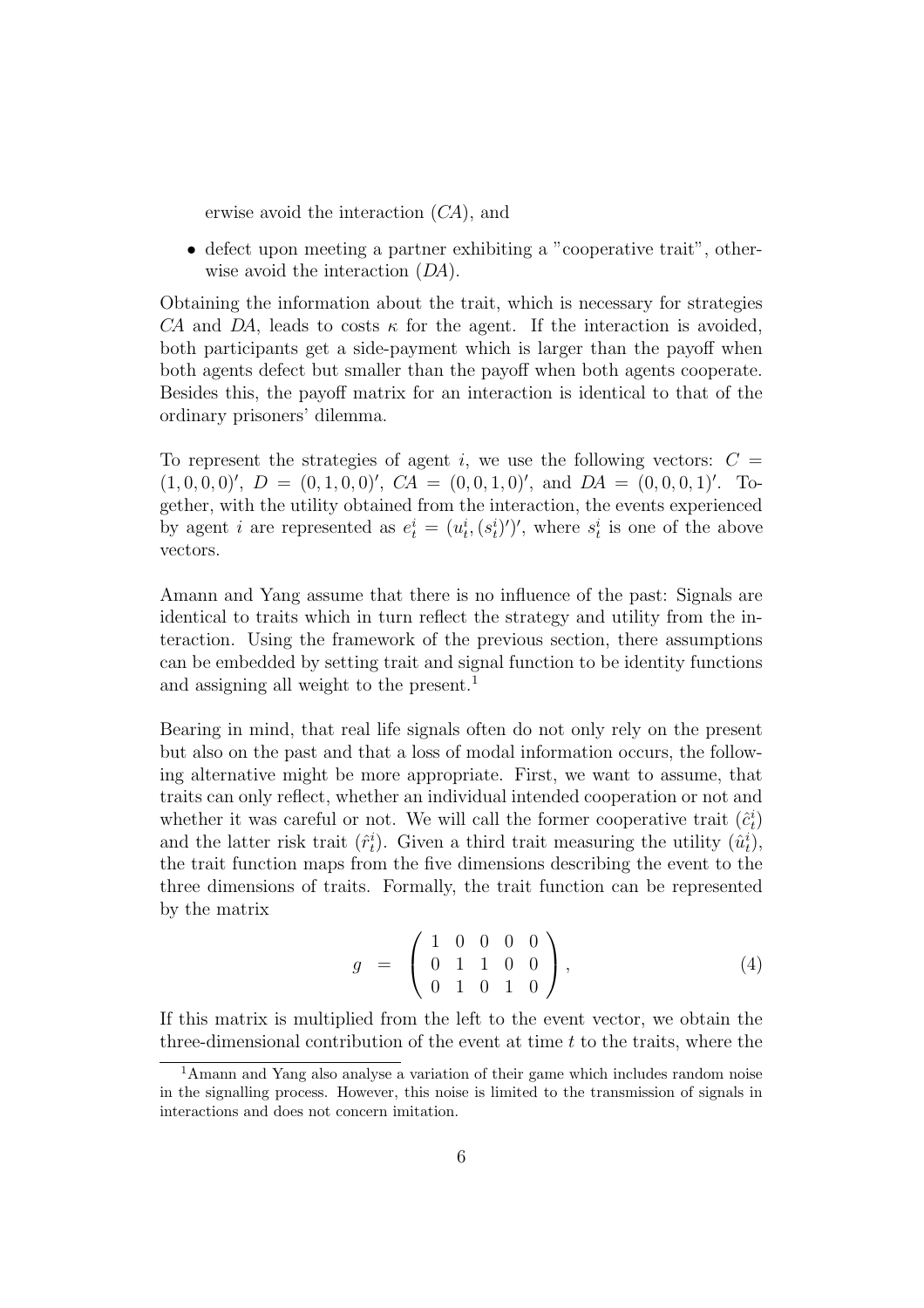erwise avoid the interaction ($CA$), and

- defect upon meeting a partner exhibiting a "cooperative trait", otherwise avoid the interaction ($DA$).

Obtaining the information about the trait, which is necessary for strategies $CA$ and $DA$, leads to costs $\kappa$ for the agent. If the interaction is avoided, both participants get a side-payment which is larger than the payoff when both agents defect but smaller than the payoff when both agents cooperate. Besides this, the payoff matrix for an interaction is identical to that of the ordinary prisoners' dilemma.

To represent the strategies of agent $i$, we use the following vectors: $C = (1,0,0,0)'$, $D = (0,1,0,0)'$, $CA = (0,0,1,0)'$, and $DA = (0,0,0,1)'$. Together, with the utility obtained from the interaction, the events experienced by agent $i$ are represented as $e_t^i = (u_t^i, (s_t^i)')'$, where $s_t^i$ is one of the above vectors.

Amann and Yang assume that there is no influence of the past: Signals are identical to traits which in turn reflect the strategy and utility from the interaction. Using the framework of the previous section, there assumptions can be embedded by setting trait and signal function to be identity functions and assigning all weight to the present.[1]

Bearing in mind, that real life signals often do not only rely on the present but also on the past and that a loss of modal information occurs, the following alternative might be more appropriate. First, we want to assume, that traits can only reflect, whether an individual intended cooperation or not and whether it was careful or not. We will call the former cooperative trait ($\hat{c}_t^i$) and the latter risk trait ($\hat{r}_t^i$). Given a third trait measuring the utility ($\hat{u}_t^i$), the trait function maps from the five dimensions describing the event to the three dimensions of traits. Formally, the trait function can be represented by the matrix

$$g = \begin{pmatrix} 1 & 0 & 0 & 0 & 0 \\ 0 & 1 & 1 & 0 & 0 \\ 0 & 1 & 0 & 1 & 0 \end{pmatrix}, \tag{4}$$

If this matrix is multiplied from the left to the event vector, we obtain the three-dimensional contribution of the event at time $t$ to the traits, where the

[1] Amann and Yang also analyse a variation of their game which includes random noise in the signalling process. However, this noise is limited to the transmission of signals in interactions and does not concern imitation.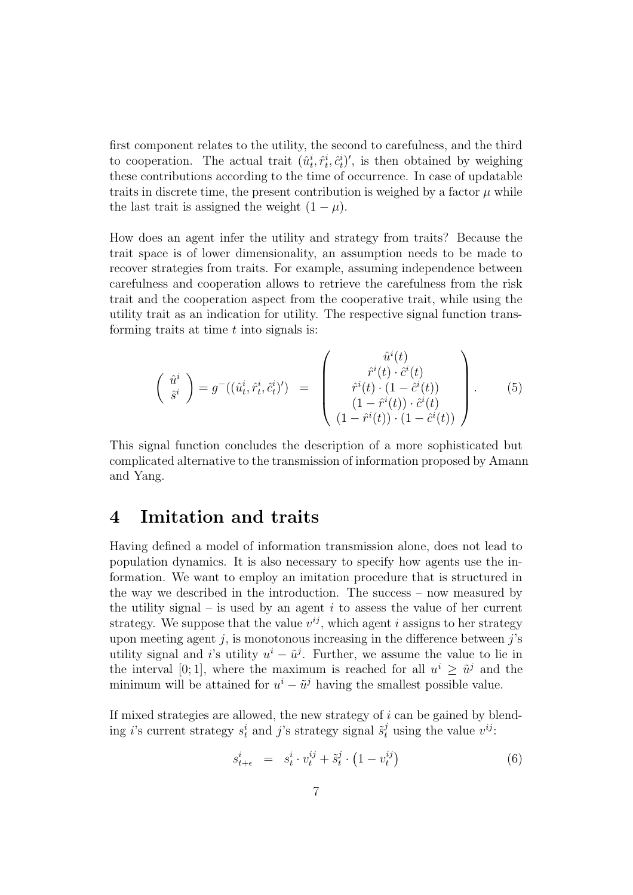first component relates to the utility, the second to carefulness, and the third to cooperation. The actual trait $(\hat{u}_t^i, \hat{r}_t^i, \hat{c}_t^i)'$, is then obtained by weighing these contributions according to the time of occurrence. In case of updatable traits in discrete time, the present contribution is weighed by a factor $\mu$ while the last trait is assigned the weight $(1-\mu)$.

How does an agent infer the utility and strategy from traits? Because the trait space is of lower dimensionality, an assumption needs to be made to recover strategies from traits. For example, assuming independence between carefulness and cooperation allows to retrieve the carefulness from the risk trait and the cooperation aspect from the cooperative trait, while using the utility trait as an indication for utility. The respective signal function transforming traits at time $t$ into signals is:

$$\left( \begin{array}{c} \hat{u}^i \\ \hat{s}^i \end{array} \right) = g^{-}((\hat{u}_t^i, \hat{r}_t^i, \hat{c}_t^i)') \;\; = \;\; \left( \begin{array}{c} \hat{u}^i(t) \\ \hat{r}^i(t) \cdot \hat{c}^i(t) \\ \hat{r}^i(t) \cdot (1 - \hat{c}^i(t)) \\ (1 - \hat{r}^i(t)) \cdot \hat{c}^i(t) \\ (1 - \hat{r}^i(t)) \cdot (1 - \hat{c}^i(t)) \end{array} \right). \qquad (5)$$

This signal function concludes the description of a more sophisticated but complicated alternative to the transmission of information proposed by Amann and Yang.

# 4 Imitation and traits

Having defined a model of information transmission alone, does not lead to population dynamics. It is also necessary to specify how agents use the information. We want to employ an imitation procedure that is structured in the way we described in the introduction. The success – now measured by the utility signal – is used by an agent $i$ to assess the value of her current strategy. We suppose that the value $v^{ij}$, which agent $i$ assigns to her strategy upon meeting agent $j$, is monotonous increasing in the difference between $j$'s utility signal and $i$'s utility $u^i - \tilde{u}^j$. Further, we assume the value to lie in the interval $[0;1]$, where the maximum is reached for all $u^i \geq \tilde{u}^j$ and the minimum will be attained for $u^i - \tilde{u}^j$ having the smallest possible value.

If mixed strategies are allowed, the new strategy of $i$ can be gained by blending $i$'s current strategy $s_t^i$ and $j$'s strategy signal $\tilde{s}_t^j$ using the value $v^{ij}$:

$$s_{t+\epsilon}^i \;\; = \;\; s_t^i \cdot v_t^{ij} + \tilde{s}_t^j \cdot \left(1 - v_t^{ij}\right) \qquad (6)$$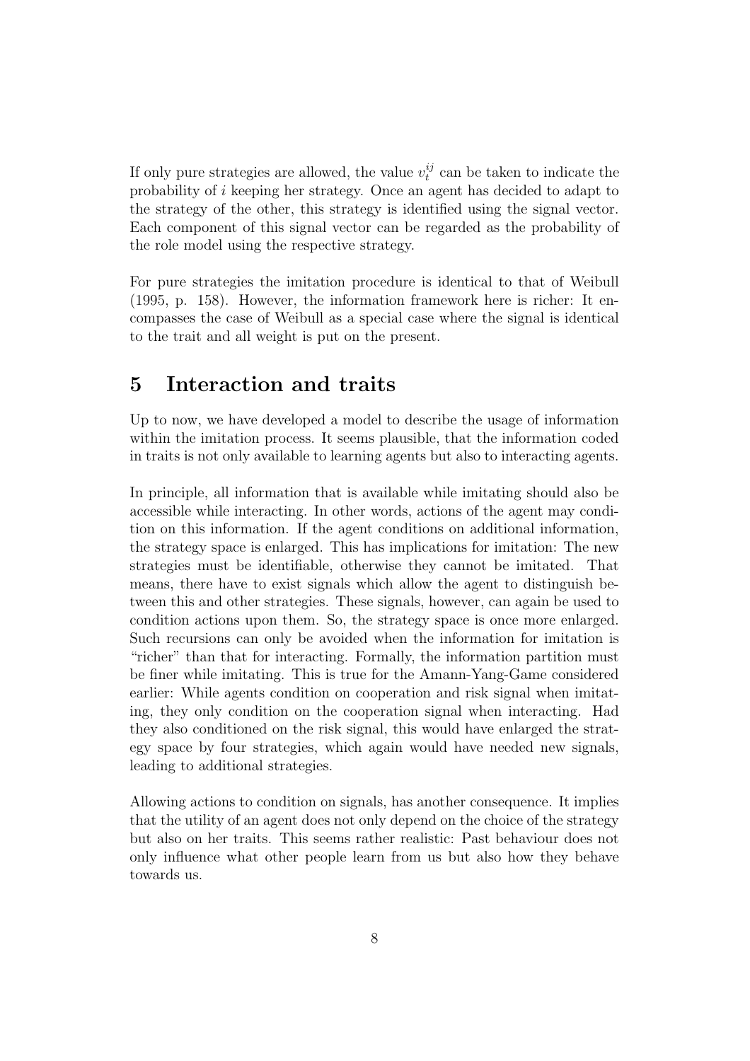If only pure strategies are allowed, the value $v_t^{ij}$ can be taken to indicate the probability of $i$ keeping her strategy. Once an agent has decided to adapt to the strategy of the other, this strategy is identified using the signal vector. Each component of this signal vector can be regarded as the probability of the role model using the respective strategy.

For pure strategies the imitation procedure is identical to that of Weibull (1995, p. 158). However, the information framework here is richer: It encompasses the case of Weibull as a special case where the signal is identical to the trait and all weight is put on the present.

# 5 Interaction and traits

Up to now, we have developed a model to describe the usage of information within the imitation process. It seems plausible, that the information coded in traits is not only available to learning agents but also to interacting agents.

In principle, all information that is available while imitating should also be accessible while interacting. In other words, actions of the agent may condition on this information. If the agent conditions on additional information, the strategy space is enlarged. This has implications for imitation: The new strategies must be identifiable, otherwise they cannot be imitated. That means, there have to exist signals which allow the agent to distinguish between this and other strategies. These signals, however, can again be used to condition actions upon them. So, the strategy space is once more enlarged. Such recursions can only be avoided when the information for imitation is "richer" than that for interacting. Formally, the information partition must be finer while imitating. This is true for the Amann-Yang-Game considered earlier: While agents condition on cooperation and risk signal when imitating, they only condition on the cooperation signal when interacting. Had they also conditioned on the risk signal, this would have enlarged the strategy space by four strategies, which again would have needed new signals, leading to additional strategies.

Allowing actions to condition on signals, has another consequence. It implies that the utility of an agent does not only depend on the choice of the strategy but also on her traits. This seems rather realistic: Past behaviour does not only influence what other people learn from us but also how they behave towards us.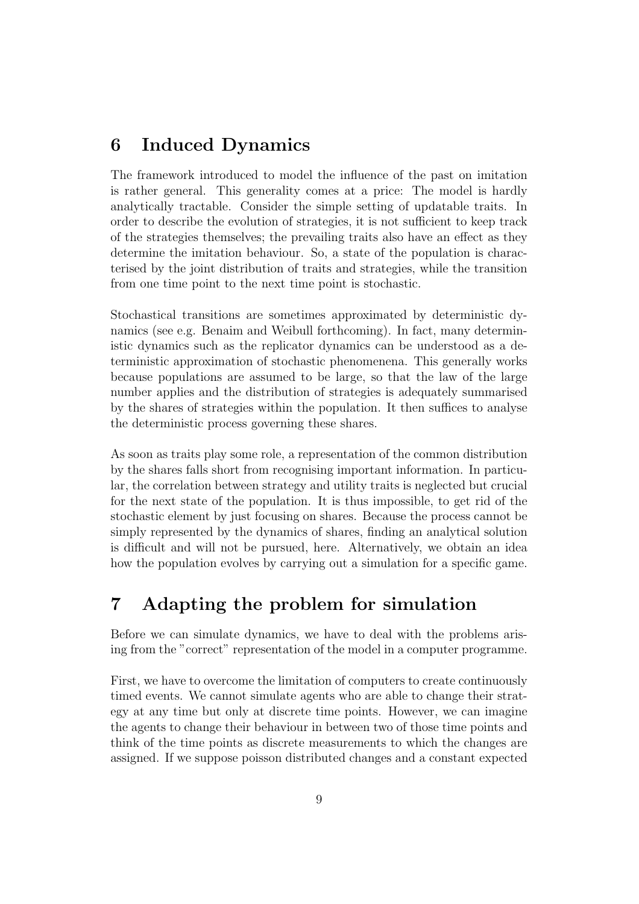## 6 Induced Dynamics

The framework introduced to model the influence of the past on imitation is rather general. This generality comes at a price: The model is hardly analytically tractable. Consider the simple setting of updatable traits. In order to describe the evolution of strategies, it is not sufficient to keep track of the strategies themselves; the prevailing traits also have an effect as they determine the imitation behaviour. So, a state of the population is characterised by the joint distribution of traits and strategies, while the transition from one time point to the next time point is stochastic.

Stochastical transitions are sometimes approximated by deterministic dynamics (see e.g. Benaim and Weibull forthcoming). In fact, many deterministic dynamics such as the replicator dynamics can be understood as a deterministic approximation of stochastic phenomenena. This generally works because populations are assumed to be large, so that the law of the large number applies and the distribution of strategies is adequately summarised by the shares of strategies within the population. It then suffices to analyse the deterministic process governing these shares.

As soon as traits play some role, a representation of the common distribution by the shares falls short from recognising important information. In particular, the correlation between strategy and utility traits is neglected but crucial for the next state of the population. It is thus impossible, to get rid of the stochastic element by just focusing on shares. Because the process cannot be simply represented by the dynamics of shares, finding an analytical solution is difficult and will not be pursued, here. Alternatively, we obtain an idea how the population evolves by carrying out a simulation for a specific game.

## 7 Adapting the problem for simulation

Before we can simulate dynamics, we have to deal with the problems arising from the "correct" representation of the model in a computer programme.

First, we have to overcome the limitation of computers to create continuously timed events. We cannot simulate agents who are able to change their strategy at any time but only at discrete time points. However, we can imagine the agents to change their behaviour in between two of those time points and think of the time points as discrete measurements to which the changes are assigned. If we suppose poisson distributed changes and a constant expected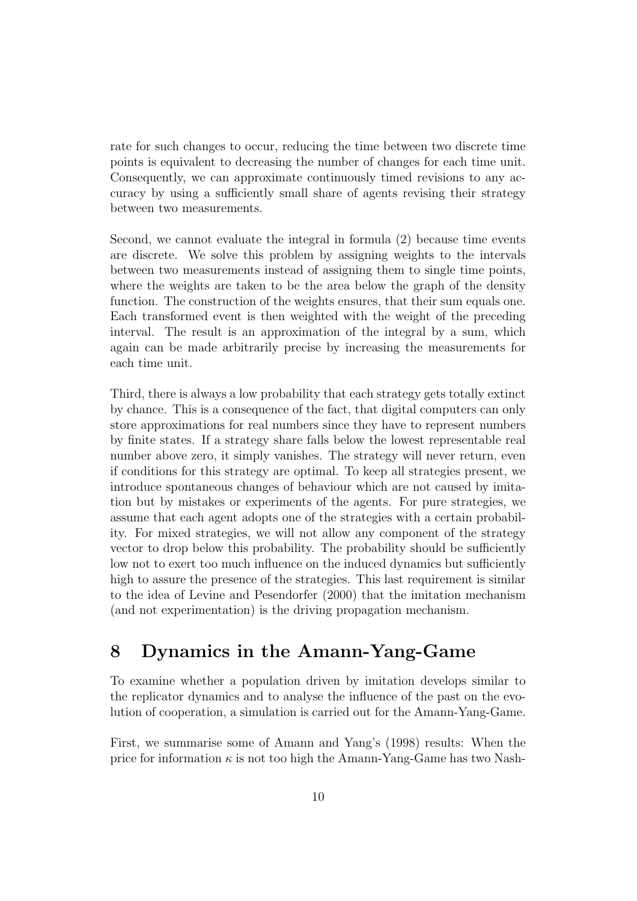rate for such changes to occur, reducing the time between two discrete time points is equivalent to decreasing the number of changes for each time unit. Consequently, we can approximate continuously timed revisions to any accuracy by using a sufficiently small share of agents revising their strategy between two measurements.

Second, we cannot evaluate the integral in formula (2) because time events are discrete. We solve this problem by assigning weights to the intervals between two measurements instead of assigning them to single time points, where the weights are taken to be the area below the graph of the density function. The construction of the weights ensures, that their sum equals one. Each transformed event is then weighted with the weight of the preceding interval. The result is an approximation of the integral by a sum, which again can be made arbitrarily precise by increasing the measurements for each time unit.

Third, there is always a low probability that each strategy gets totally extinct by chance. This is a consequence of the fact, that digital computers can only store approximations for real numbers since they have to represent numbers by finite states. If a strategy share falls below the lowest representable real number above zero, it simply vanishes. The strategy will never return, even if conditions for this strategy are optimal. To keep all strategies present, we introduce spontaneous changes of behaviour which are not caused by imitation but by mistakes or experiments of the agents. For pure strategies, we assume that each agent adopts one of the strategies with a certain probability. For mixed strategies, we will not allow any component of the strategy vector to drop below this probability. The probability should be sufficiently low not to exert too much influence on the induced dynamics but sufficiently high to assure the presence of the strategies. This last requirement is similar to the idea of Levine and Pesendorfer (2000) that the imitation mechanism (and not experimentation) is the driving propagation mechanism.

## 8 Dynamics in the Amann-Yang-Game

To examine whether a population driven by imitation develops similar to the replicator dynamics and to analyse the influence of the past on the evolution of cooperation, a simulation is carried out for the Amann-Yang-Game.

First, we summarise some of Amann and Yang's (1998) results: When the price for information $\kappa$ is not too high the Amann-Yang-Game has two Nash-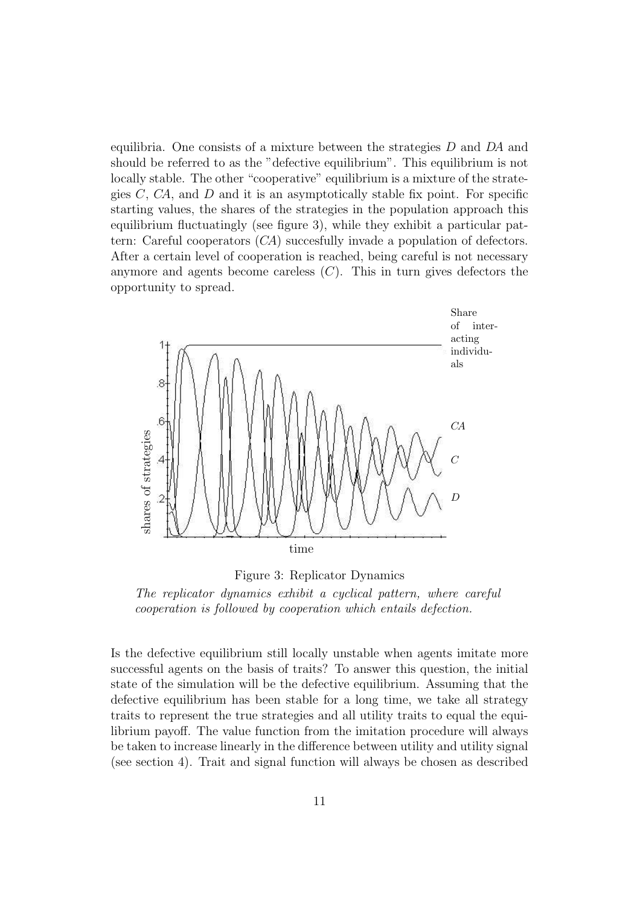equilibria. One consists of a mixture between the strategies $D$ and $DA$ and should be referred to as the "defective equilibrium". This equilibrium is not locally stable. The other "cooperative" equilibrium is a mixture of the strategies $C$, $CA$, and $D$ and it is an asymptotically stable fix point. For specific starting values, the shares of the strategies in the population approach this equilibrium fluctuatingly (see figure 3), while they exhibit a particular pattern: Careful cooperators ($CA$) succesfully invade a population of defectors. After a certain level of cooperation is reached, being careful is not necessary anymore and agents become careless ($C$). This in turn gives defectors the opportunity to spread.

Figure 3: Replicator Dynamics

*The replicator dynamics exhibit a cyclical pattern, where careful cooperation is followed by cooperation which entails defection.*

Is the defective equilibrium still locally unstable when agents imitate more successful agents on the basis of traits? To answer this question, the initial state of the simulation will be the defective equilibrium. Assuming that the defective equilibrium has been stable for a long time, we take all strategy traits to represent the true strategies and all utility traits to equal the equilibrium payoff. The value function from the imitation procedure will always be taken to increase linearly in the difference between utility and utility signal (see section 4). Trait and signal function will always be chosen as described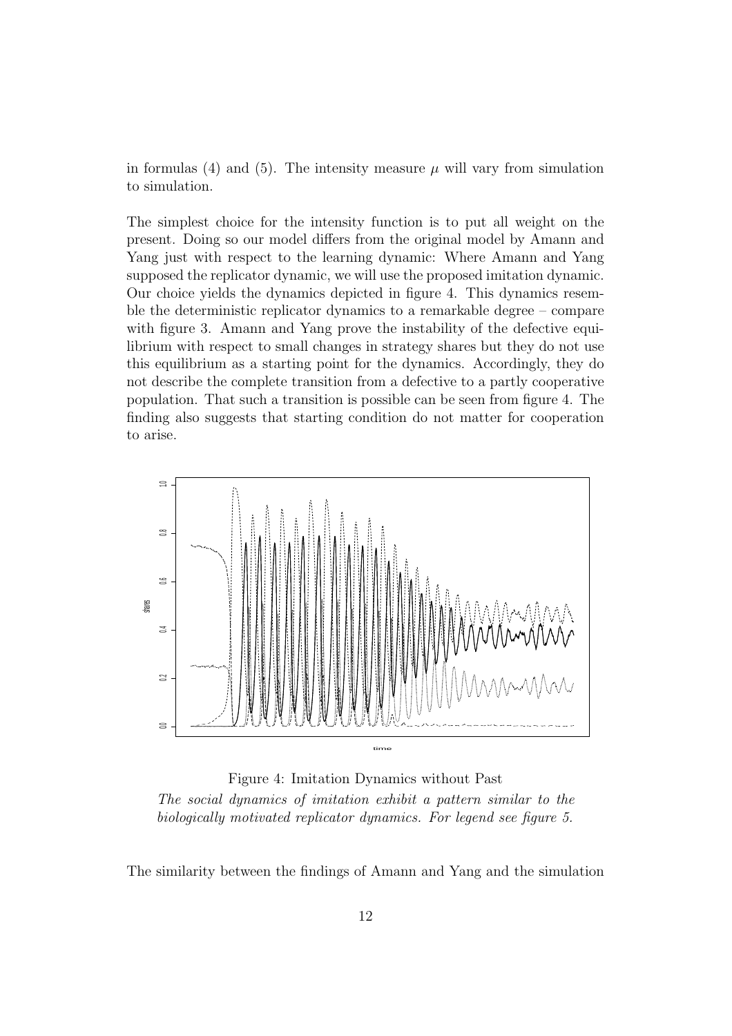in formulas (4) and (5). The intensity measure $\mu$ will vary from simulation to simulation.

The simplest choice for the intensity function is to put all weight on the present. Doing so our model differs from the original model by Amann and Yang just with respect to the learning dynamic: Where Amann and Yang supposed the replicator dynamic, we will use the proposed imitation dynamic. Our choice yields the dynamics depicted in figure 4. This dynamics resemble the deterministic replicator dynamics to a remarkable degree – compare with figure 3. Amann and Yang prove the instability of the defective equilibrium with respect to small changes in strategy shares but they do not use this equilibrium as a starting point for the dynamics. Accordingly, they do not describe the complete transition from a defective to a partly cooperative population. That such a transition is possible can be seen from figure 4. The finding also suggests that starting condition do not matter for cooperation to arise.

Figure 4: Imitation Dynamics without Past

*The social dynamics of imitation exhibit a pattern similar to the biologically motivated replicator dynamics. For legend see figure 5.*

The similarity between the findings of Amann and Yang and the simulation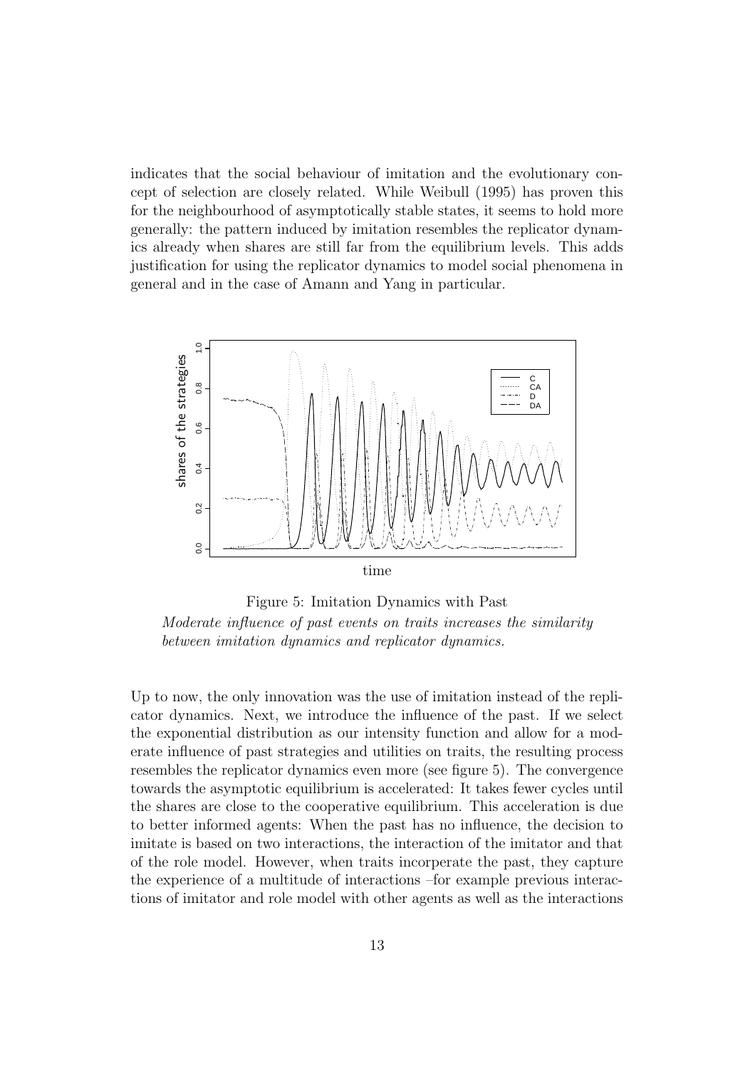indicates that the social behaviour of imitation and the evolutionary concept of selection are closely related. While Weibull (1995) has proven this for the neighbourhood of asymptotically stable states, it seems to hold more generally: the pattern induced by imitation resembles the replicator dynamics already when shares are still far from the equilibrium levels. This adds justification for using the replicator dynamics to model social phenomena in general and in the case of Amann and Yang in particular.

Figure 5: Imitation Dynamics with Past

*Moderate influence of past events on traits increases the similarity between imitation dynamics and replicator dynamics.*

Up to now, the only innovation was the use of imitation instead of the replicator dynamics. Next, we introduce the influence of the past. If we select the exponential distribution as our intensity function and allow for a moderate influence of past strategies and utilities on traits, the resulting process resembles the replicator dynamics even more (see figure 5). The convergence towards the asymptotic equilibrium is accelerated: It takes fewer cycles until the shares are close to the cooperative equilibrium. This acceleration is due to better informed agents: When the past has no influence, the decision to imitate is based on two interactions, the interaction of the imitator and that of the role model. However, when traits incorperate the past, they capture the experience of a multitude of interactions –for example previous interactions of imitator and role model with other agents as well as the interactions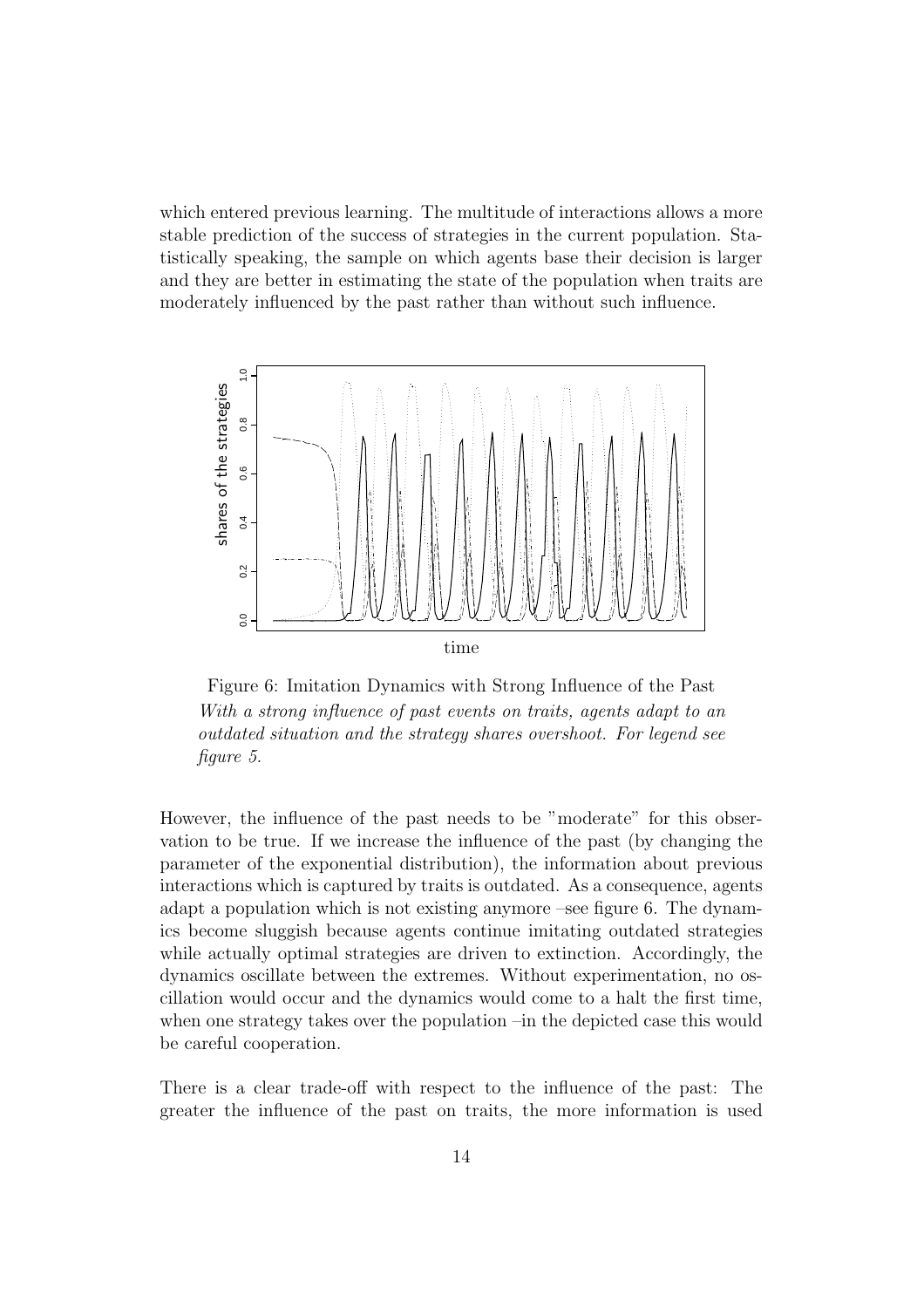which entered previous learning. The multitude of interactions allows a more stable prediction of the success of strategies in the current population. Statistically speaking, the sample on which agents base their decision is larger and they are better in estimating the state of the population when traits are moderately influenced by the past rather than without such influence.

Figure 6: Imitation Dynamics with Strong Influence of the Past
*With a strong influence of past events on traits, agents adapt to an outdated situation and the strategy shares overshoot. For legend see figure 5.*

However, the influence of the past needs to be "moderate" for this observation to be true. If we increase the influence of the past (by changing the parameter of the exponential distribution), the information about previous interactions which is captured by traits is outdated. As a consequence, agents adapt a population which is not existing anymore –see figure 6. The dynamics become sluggish because agents continue imitating outdated strategies while actually optimal strategies are driven to extinction. Accordingly, the dynamics oscillate between the extremes. Without experimentation, no oscillation would occur and the dynamics would come to a halt the first time, when one strategy takes over the population –in the depicted case this would be careful cooperation.

There is a clear trade-off with respect to the influence of the past: The greater the influence of the past on traits, the more information is used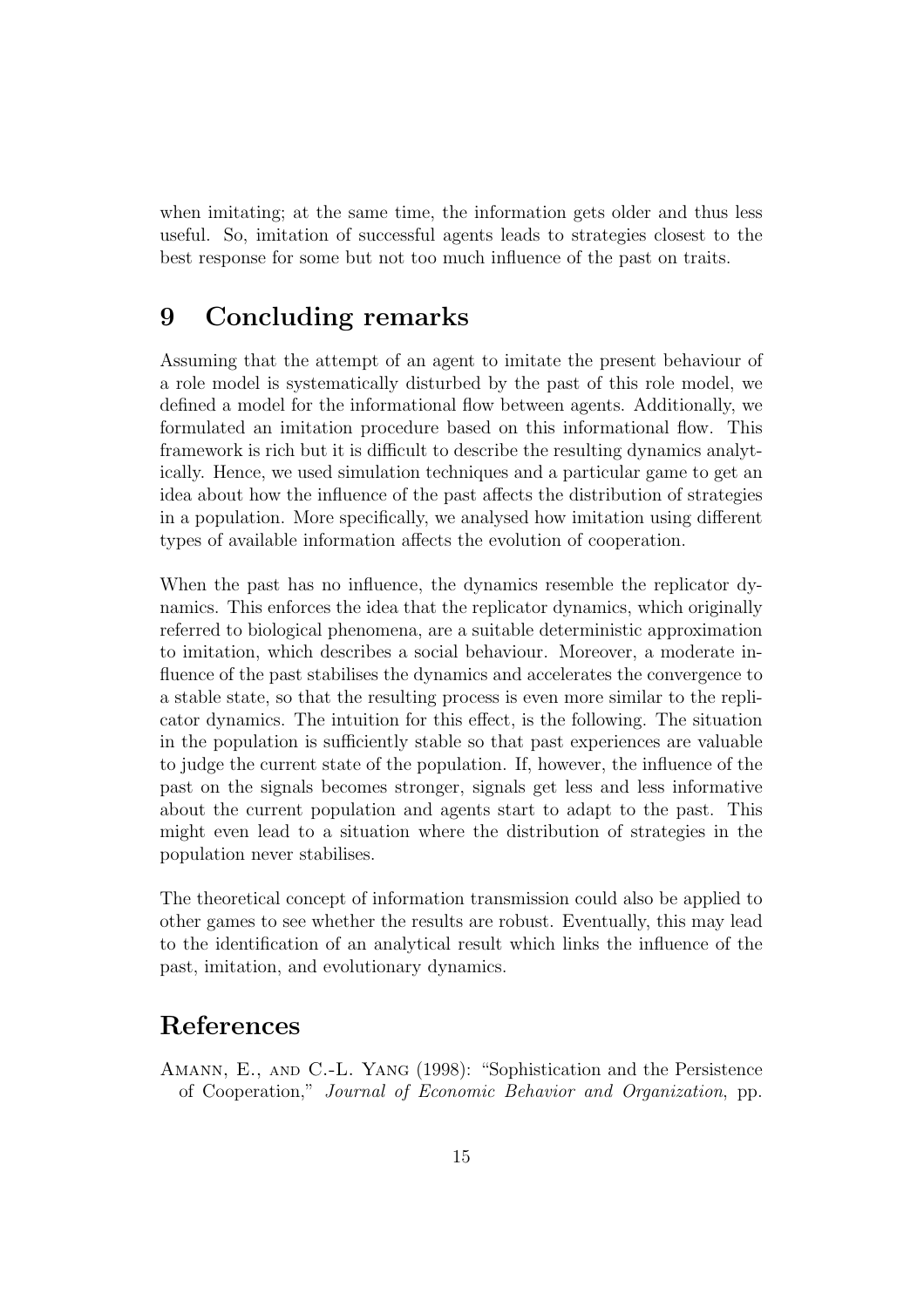when imitating; at the same time, the information gets older and thus less useful. So, imitation of successful agents leads to strategies closest to the best response for some but not too much influence of the past on traits.

# 9 Concluding remarks

Assuming that the attempt of an agent to imitate the present behaviour of a role model is systematically disturbed by the past of this role model, we defined a model for the informational flow between agents. Additionally, we formulated an imitation procedure based on this informational flow. This framework is rich but it is difficult to describe the resulting dynamics analytically. Hence, we used simulation techniques and a particular game to get an idea about how the influence of the past affects the distribution of strategies in a population. More specifically, we analysed how imitation using different types of available information affects the evolution of cooperation.

When the past has no influence, the dynamics resemble the replicator dynamics. This enforces the idea that the replicator dynamics, which originally referred to biological phenomena, are a suitable deterministic approximation to imitation, which describes a social behaviour. Moreover, a moderate influence of the past stabilises the dynamics and accelerates the convergence to a stable state, so that the resulting process is even more similar to the replicator dynamics. The intuition for this effect, is the following. The situation in the population is sufficiently stable so that past experiences are valuable to judge the current state of the population. If, however, the influence of the past on the signals becomes stronger, signals get less and less informative about the current population and agents start to adapt to the past. This might even lead to a situation where the distribution of strategies in the population never stabilises.

The theoretical concept of information transmission could also be applied to other games to see whether the results are robust. Eventually, this may lead to the identification of an analytical result which links the influence of the past, imitation, and evolutionary dynamics.

# References

Amann, E., and C.-L. Yang (1998): "Sophistication and the Persistence of Cooperation," *Journal of Economic Behavior and Organization*, pp.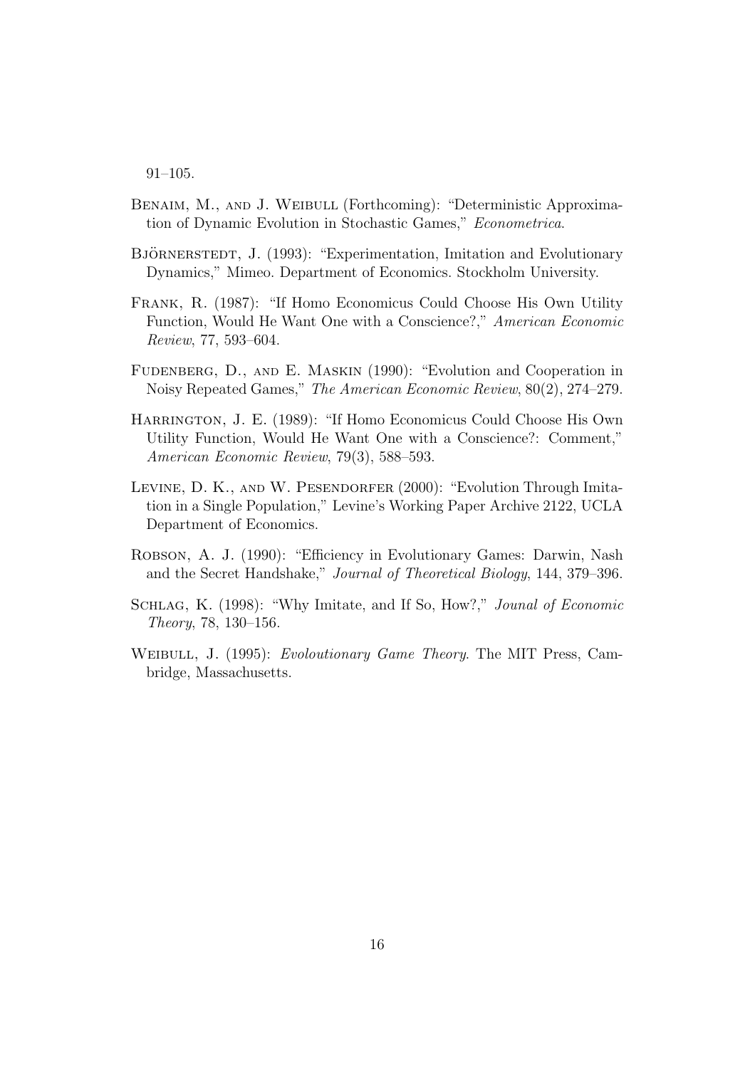91–105.

Benaim, M., and J. Weibull (Forthcoming): "Deterministic Approximation of Dynamic Evolution in Stochastic Games," *Econometrica*.

Björnerstedt, J. (1993): "Experimentation, Imitation and Evolutionary Dynamics," Mimeo. Department of Economics. Stockholm University.

Frank, R. (1987): "If Homo Economicus Could Choose His Own Utility Function, Would He Want One with a Conscience?," *American Economic Review*, 77, 593–604.

Fudenberg, D., and E. Maskin (1990): "Evolution and Cooperation in Noisy Repeated Games," *The American Economic Review*, 80(2), 274–279.

Harrington, J. E. (1989): "If Homo Economicus Could Choose His Own Utility Function, Would He Want One with a Conscience?: Comment," *American Economic Review*, 79(3), 588–593.

Levine, D. K., and W. Pesendorfer (2000): "Evolution Through Imitation in a Single Population," Levine's Working Paper Archive 2122, UCLA Department of Economics.

Robson, A. J. (1990): "Efficiency in Evolutionary Games: Darwin, Nash and the Secret Handshake," *Journal of Theoretical Biology*, 144, 379–396.

Schlag, K. (1998): "Why Imitate, and If So, How?," *Jounal of Economic Theory*, 78, 130–156.

Weibull, J. (1995): *Evoloutionary Game Theory*. The MIT Press, Cambridge, Massachusetts.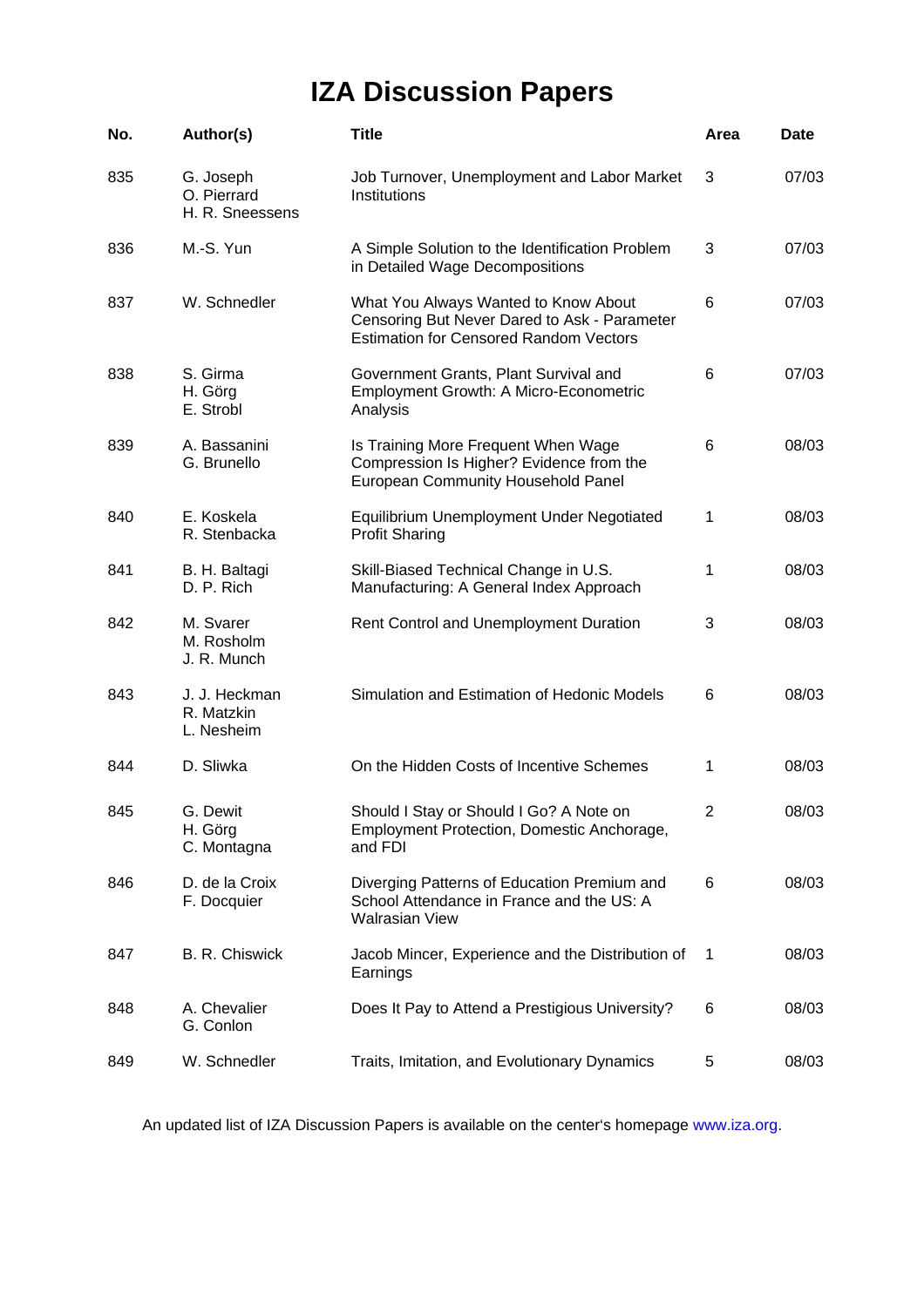# IZA Discussion Papers

| No. | Author(s) | Title | Area | Date |
|---|---|---|---|---|
| 835 | G. Joseph<br>O. Pierrard<br>H. R. Sneessens | Job Turnover, Unemployment and Labor Market Institutions | 3 | 07/03 |
| 836 | M.-S. Yun | A Simple Solution to the Identification Problem in Detailed Wage Decompositions | 3 | 07/03 |
| 837 | W. Schnedler | What You Always Wanted to Know About Censoring But Never Dared to Ask - Parameter Estimation for Censored Random Vectors | 6 | 07/03 |
| 838 | S. Girma<br>H. Görg<br>E. Strobl | Government Grants, Plant Survival and Employment Growth: A Micro-Econometric Analysis | 6 | 07/03 |
| 839 | A. Bassanini<br>G. Brunello | Is Training More Frequent When Wage Compression Is Higher? Evidence from the European Community Household Panel | 6 | 08/03 |
| 840 | E. Koskela<br>R. Stenbacka | Equilibrium Unemployment Under Negotiated Profit Sharing | 1 | 08/03 |
| 841 | B. H. Baltagi<br>D. P. Rich | Skill-Biased Technical Change in U.S. Manufacturing: A General Index Approach | 1 | 08/03 |
| 842 | M. Svarer<br>M. Rosholm<br>J. R. Munch | Rent Control and Unemployment Duration | 3 | 08/03 |
| 843 | J. J. Heckman<br>R. Matzkin<br>L. Nesheim | Simulation and Estimation of Hedonic Models | 6 | 08/03 |
| 844 | D. Sliwka | On the Hidden Costs of Incentive Schemes | 1 | 08/03 |
| 845 | G. Dewit<br>H. Görg<br>C. Montagna | Should I Stay or Should I Go? A Note on Employment Protection, Domestic Anchorage, and FDI | 2 | 08/03 |
| 846 | D. de la Croix<br>F. Docquier | Diverging Patterns of Education Premium and School Attendance in France and the US: A Walrasian View | 6 | 08/03 |
| 847 | B. R. Chiswick | Jacob Mincer, Experience and the Distribution of Earnings | 1 | 08/03 |
| 848 | A. Chevalier<br>G. Conlon | Does It Pay to Attend a Prestigious University? | 6 | 08/03 |
| 849 | W. Schnedler | Traits, Imitation, and Evolutionary Dynamics | 5 | 08/03 |

An updated list of IZA Discussion Papers is available on the center's homepage www.iza.org.